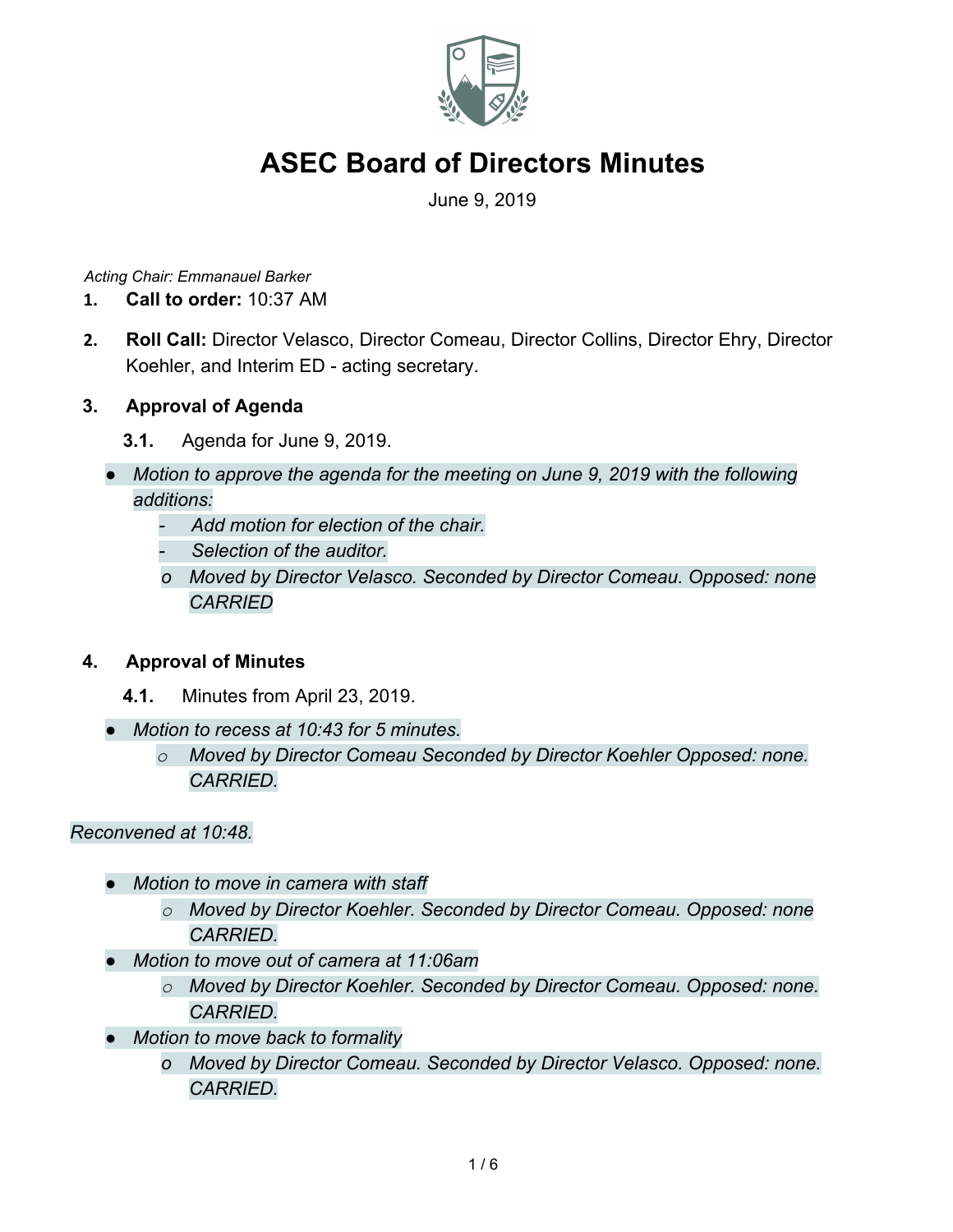# ASEC Board of Directors Minutes

June 9, 2019

*Acting Chair: Emmanauel Barker*

1. **Call to order:** 10:37 AM

2. **Roll Call:** Director Velasco, Director Comeau, Director Collins, Director Ehry, Director Koehler, and Interim ED - acting secretary.

3. **Approval of Agenda**

   **3.1.** Agenda for June 9, 2019.

- *Motion to approve the agenda for the meeting on June 9, 2019 with the following additions:*
  - *Add motion for election of the chair.*
  - *Selection of the auditor.*
  - *Moved by Director Velasco. Seconded by Director Comeau. Opposed: none CARRIED*

4. **Approval of Minutes**

   **4.1.** Minutes from April 23, 2019.

- *Motion to recess at 10:43 for 5 minutes.*
  - *Moved by Director Comeau Seconded by Director Koehler Opposed: none. CARRIED.*

*Reconvened at 10:48.*

- *Motion to move in camera with staff*
  - *Moved by Director Koehler. Seconded by Director Comeau. Opposed: none CARRIED.*
- *Motion to move out of camera at 11:06am*
  - *Moved by Director Koehler. Seconded by Director Comeau. Opposed: none. CARRIED.*
- *Motion to move back to formality*
  - *Moved by Director Comeau. Seconded by Director Velasco. Opposed: none. CARRIED.*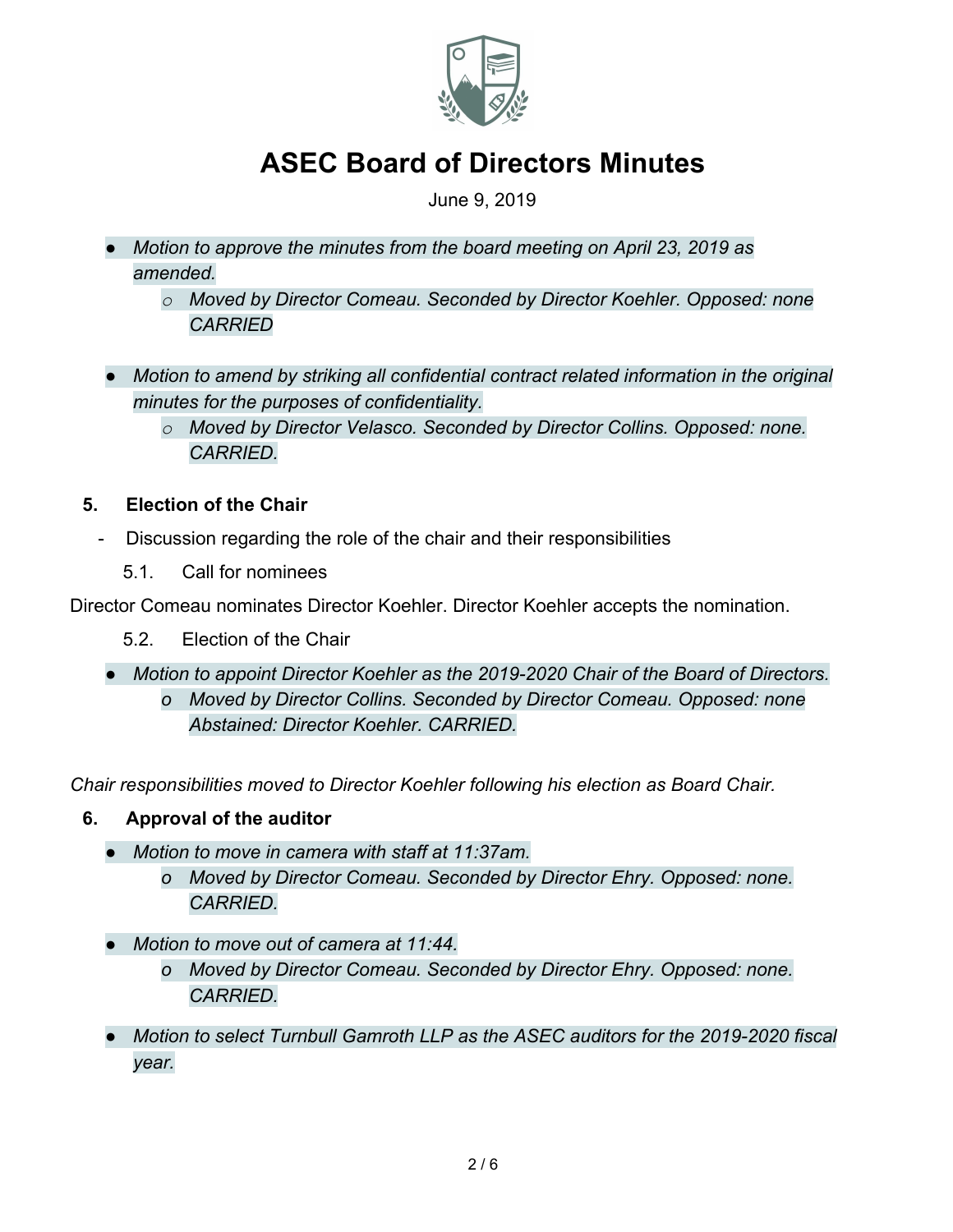# ASEC Board of Directors Minutes

June 9, 2019

- *Motion to approve the minutes from the board meeting on April 23, 2019 as amended.*
  - *Moved by Director Comeau. Seconded by Director Koehler. Opposed: none CARRIED*

- *Motion to amend by striking all confidential contract related information in the original minutes for the purposes of confidentiality.*
  - *Moved by Director Velasco. Seconded by Director Collins. Opposed: none. CARRIED.*

## 5. Election of the Chair

- Discussion regarding the role of the chair and their responsibilities

5.1. Call for nominees

Director Comeau nominates Director Koehler. Director Koehler accepts the nomination.

5.2. Election of the Chair

- *Motion to appoint Director Koehler as the 2019-2020 Chair of the Board of Directors.*
  - *Moved by Director Collins. Seconded by Director Comeau. Opposed: none Abstained: Director Koehler. CARRIED.*

*Chair responsibilities moved to Director Koehler following his election as Board Chair.*

## 6. Approval of the auditor

- *Motion to move in camera with staff at 11:37am.*
  - *Moved by Director Comeau. Seconded by Director Ehry. Opposed: none. CARRIED.*

- *Motion to move out of camera at 11:44.*
  - *Moved by Director Comeau. Seconded by Director Ehry. Opposed: none. CARRIED.*

- *Motion to select Turnbull Gamroth LLP as the ASEC auditors for the 2019-2020 fiscal year.*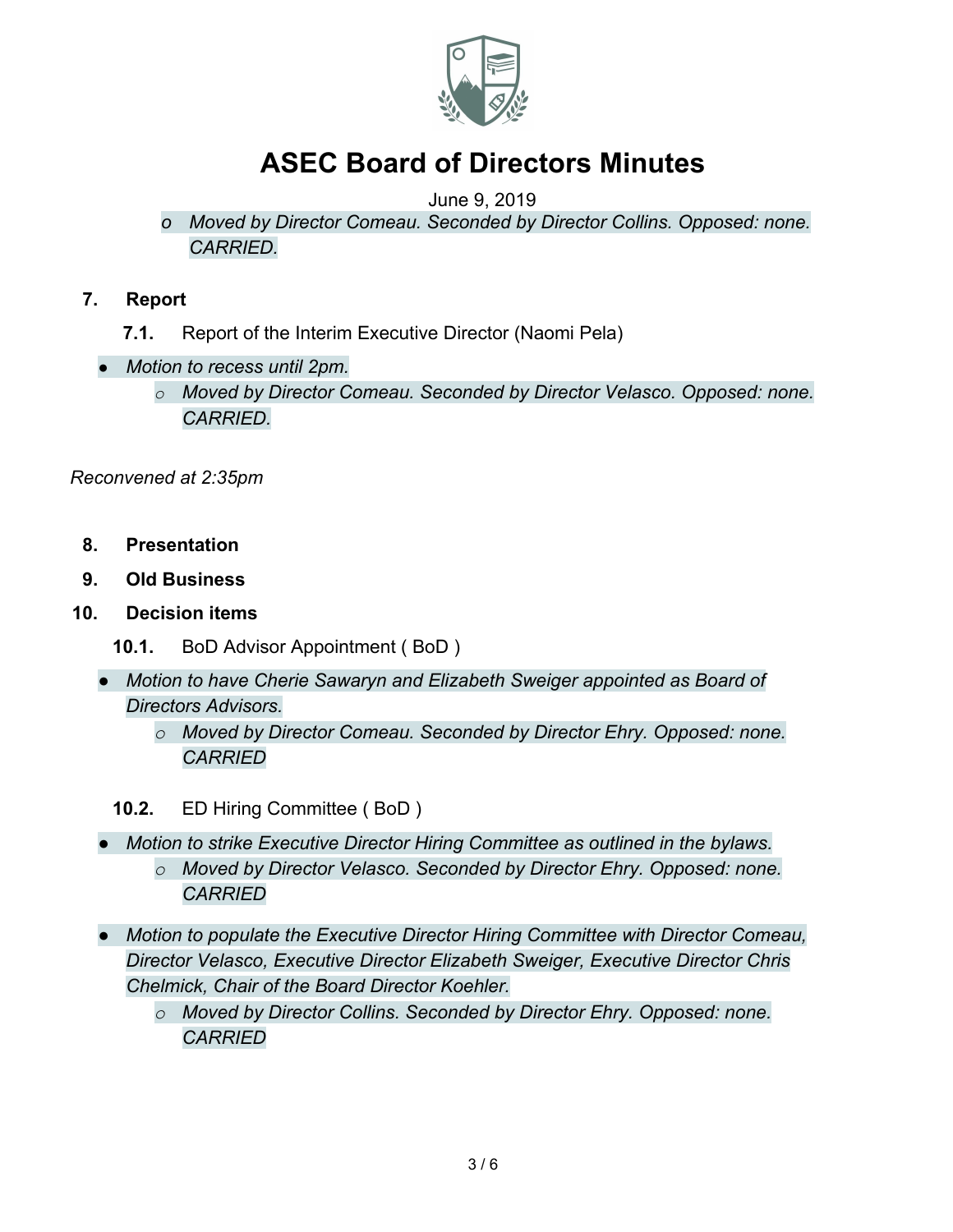# ASEC Board of Directors Minutes

June 9, 2019

- *Moved by Director Comeau. Seconded by Director Collins. Opposed: none. CARRIED.*

## 7. Report

**7.1.** Report of the Interim Executive Director (Naomi Pela)

- *Motion to recess until 2pm.*
  - *Moved by Director Comeau. Seconded by Director Velasco. Opposed: none. CARRIED.*

*Reconvened at 2:35pm*

## 8. Presentation

## 9. Old Business

## 10. Decision items

**10.1.** BoD Advisor Appointment ( BoD )

- *Motion to have Cherie Sawaryn and Elizabeth Sweiger appointed as Board of Directors Advisors.*
  - *Moved by Director Comeau. Seconded by Director Ehry. Opposed: none. CARRIED*

**10.2.** ED Hiring Committee ( BoD )

- *Motion to strike Executive Director Hiring Committee as outlined in the bylaws.*
  - *Moved by Director Velasco. Seconded by Director Ehry. Opposed: none. CARRIED*
- *Motion to populate the Executive Director Hiring Committee with Director Comeau, Director Velasco, Executive Director Elizabeth Sweiger, Executive Director Chris Chelmick, Chair of the Board Director Koehler.*
  - *Moved by Director Collins. Seconded by Director Ehry. Opposed: none. CARRIED*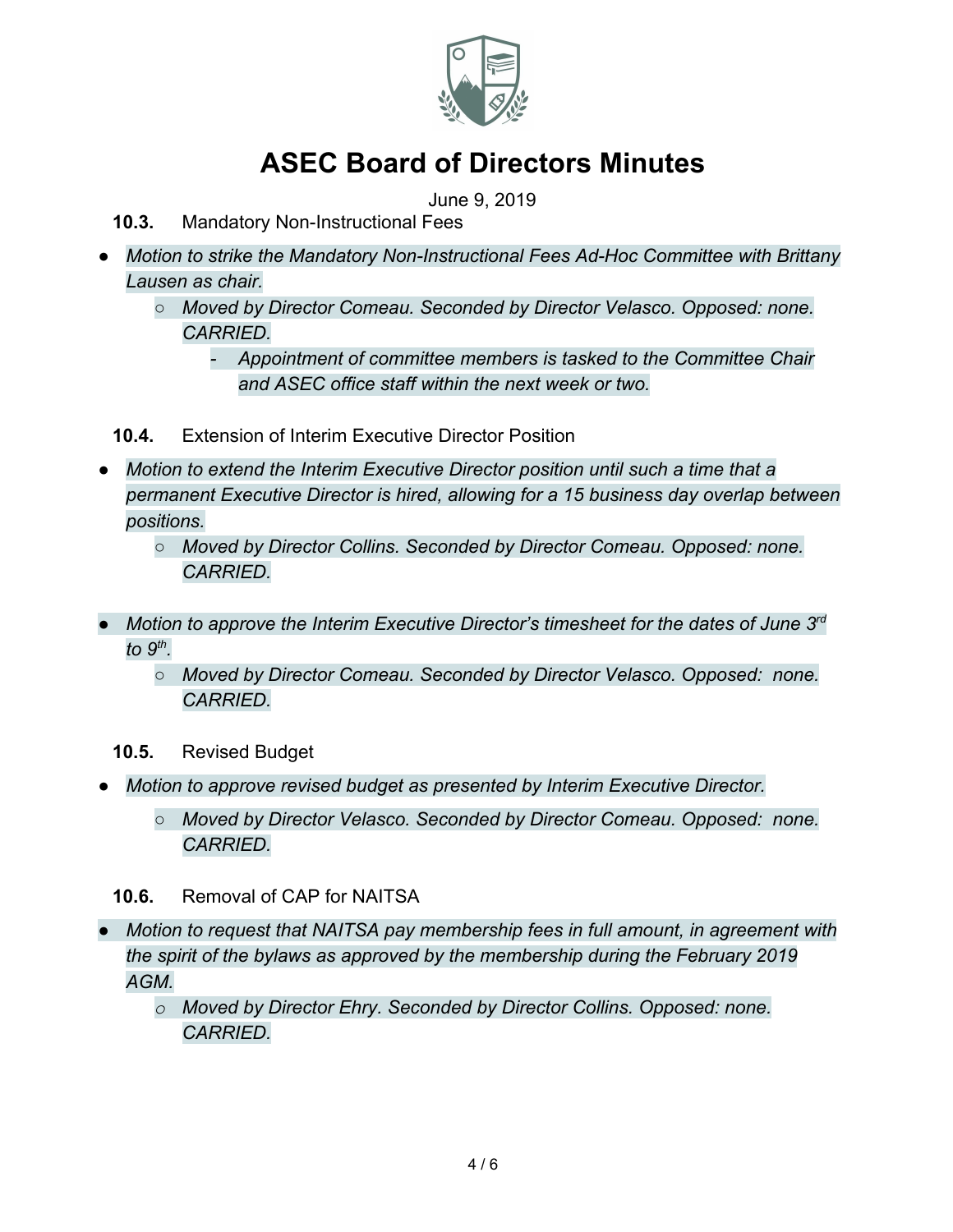# ASEC Board of Directors Minutes

June 9, 2019

**10.3.** Mandatory Non-Instructional Fees

- *Motion to strike the Mandatory Non-Instructional Fees Ad-Hoc Committee with Brittany Lausen as chair.*
  - *Moved by Director Comeau. Seconded by Director Velasco. Opposed: none. CARRIED.*
    - *Appointment of committee members is tasked to the Committee Chair and ASEC office staff within the next week or two.*

**10.4.** Extension of Interim Executive Director Position

- *Motion to extend the Interim Executive Director position until such a time that a permanent Executive Director is hired, allowing for a 15 business day overlap between positions.*
  - *Moved by Director Collins. Seconded by Director Comeau. Opposed: none. CARRIED.*

- *Motion to approve the Interim Executive Director's timesheet for the dates of June 3rd to 9th.*
  - *Moved by Director Comeau. Seconded by Director Velasco. Opposed: none. CARRIED.*

**10.5.** Revised Budget

- *Motion to approve revised budget as presented by Interim Executive Director.*
  - *Moved by Director Velasco. Seconded by Director Comeau. Opposed: none. CARRIED.*

**10.6.** Removal of CAP for NAITSA

- *Motion to request that NAITSA pay membership fees in full amount, in agreement with the spirit of the bylaws as approved by the membership during the February 2019 AGM.*
  - *Moved by Director Ehry. Seconded by Director Collins. Opposed: none. CARRIED.*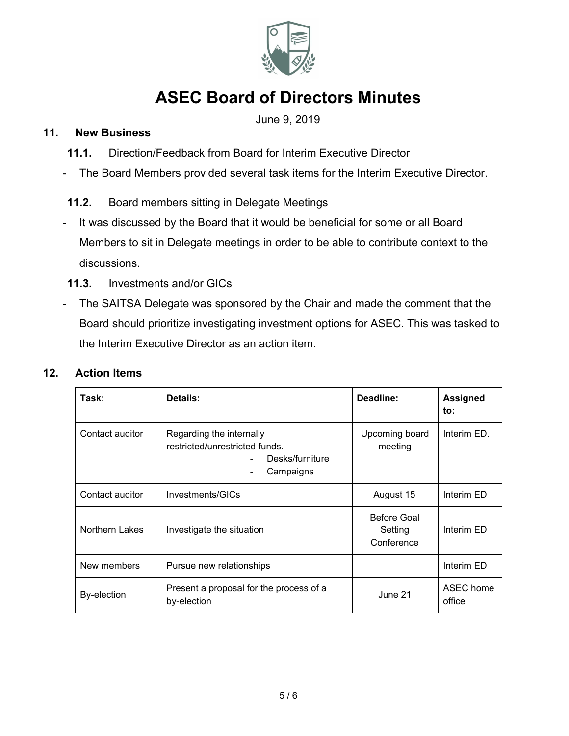# ASEC Board of Directors Minutes

June 9, 2019

## 11. New Business

### 11.1. Direction/Feedback from Board for Interim Executive Director

- The Board Members provided several task items for the Interim Executive Director.

### 11.2. Board members sitting in Delegate Meetings

- It was discussed by the Board that it would be beneficial for some or all Board Members to sit in Delegate meetings in order to be able to contribute context to the discussions.

### 11.3. Investments and/or GICs

- The SAITSA Delegate was sponsored by the Chair and made the comment that the Board should prioritize investigating investment options for ASEC. This was tasked to the Interim Executive Director as an action item.

## 12. Action Items

| Task: | Details: | Deadline: | Assigned to: |
|---|---|---|---|
| Contact auditor | Regarding the internally restricted/unrestricted funds.<br>- Desks/furniture<br>- Campaigns | Upcoming board meeting | Interim ED. |
| Contact auditor | Investments/GICs | August 15 | Interim ED |
| Northern Lakes | Investigate the situation | Before Goal Setting Conference | Interim ED |
| New members | Pursue new relationships | | Interim ED |
| By-election | Present a proposal for the process of a by-election | June 21 | ASEC home office |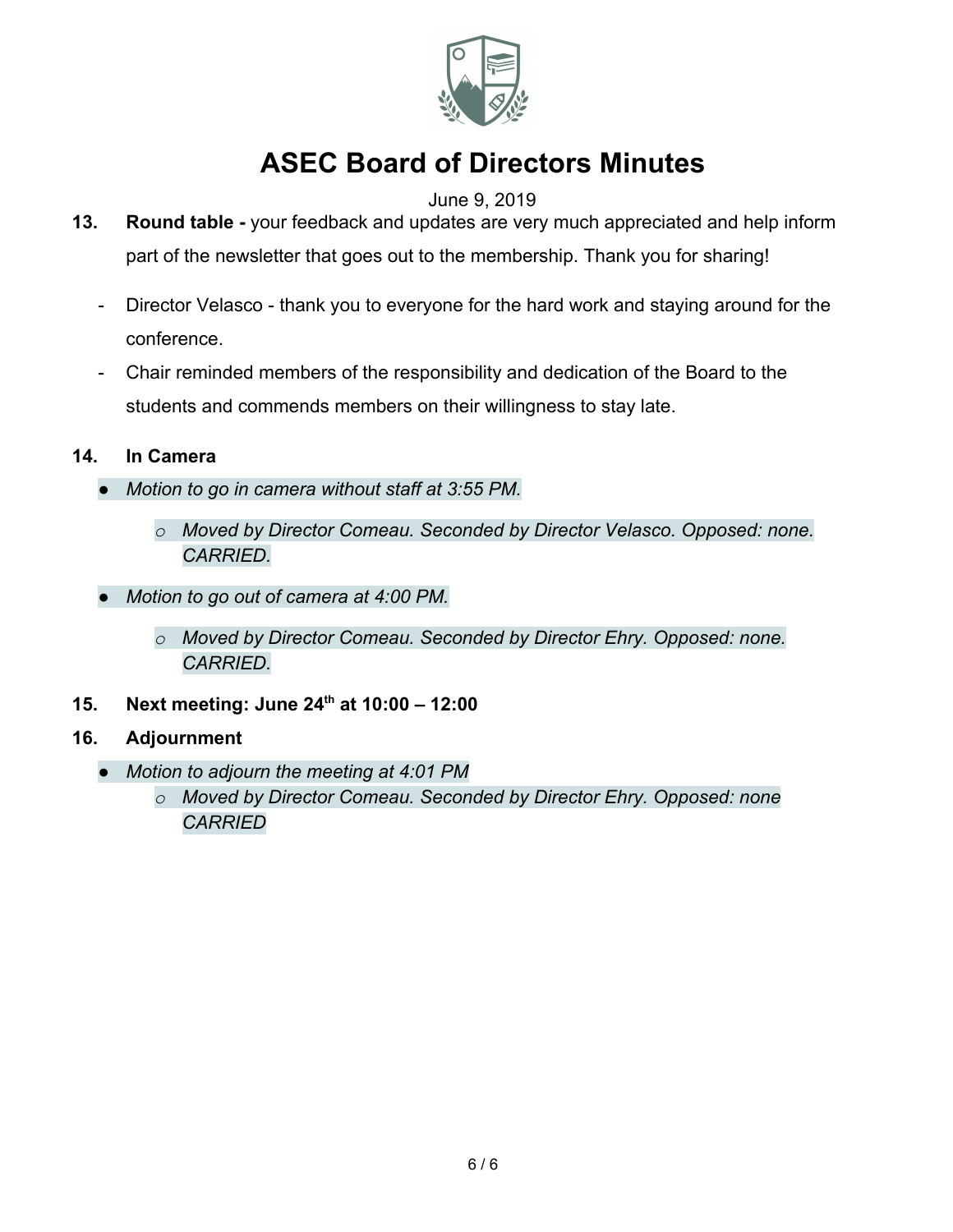# ASEC Board of Directors Minutes

June 9, 2019

**13. Round table -** your feedback and updates are very much appreciated and help inform part of the newsletter that goes out to the membership. Thank you for sharing!

- Director Velasco - thank you to everyone for the hard work and staying around for the conference.
- Chair reminded members of the responsibility and dedication of the Board to the students and commends members on their willingness to stay late.

**14. In Camera**

- *Motion to go in camera without staff at 3:55 PM.*
  - *Moved by Director Comeau. Seconded by Director Velasco. Opposed: none. CARRIED.*
- *Motion to go out of camera at 4:00 PM.*
  - *Moved by Director Comeau. Seconded by Director Ehry. Opposed: none. CARRIED.*

**15. Next meeting: June 24th at 10:00 – 12:00**

**16. Adjournment**

- *Motion to adjourn the meeting at 4:01 PM*
  - *Moved by Director Comeau. Seconded by Director Ehry. Opposed: none CARRIED*